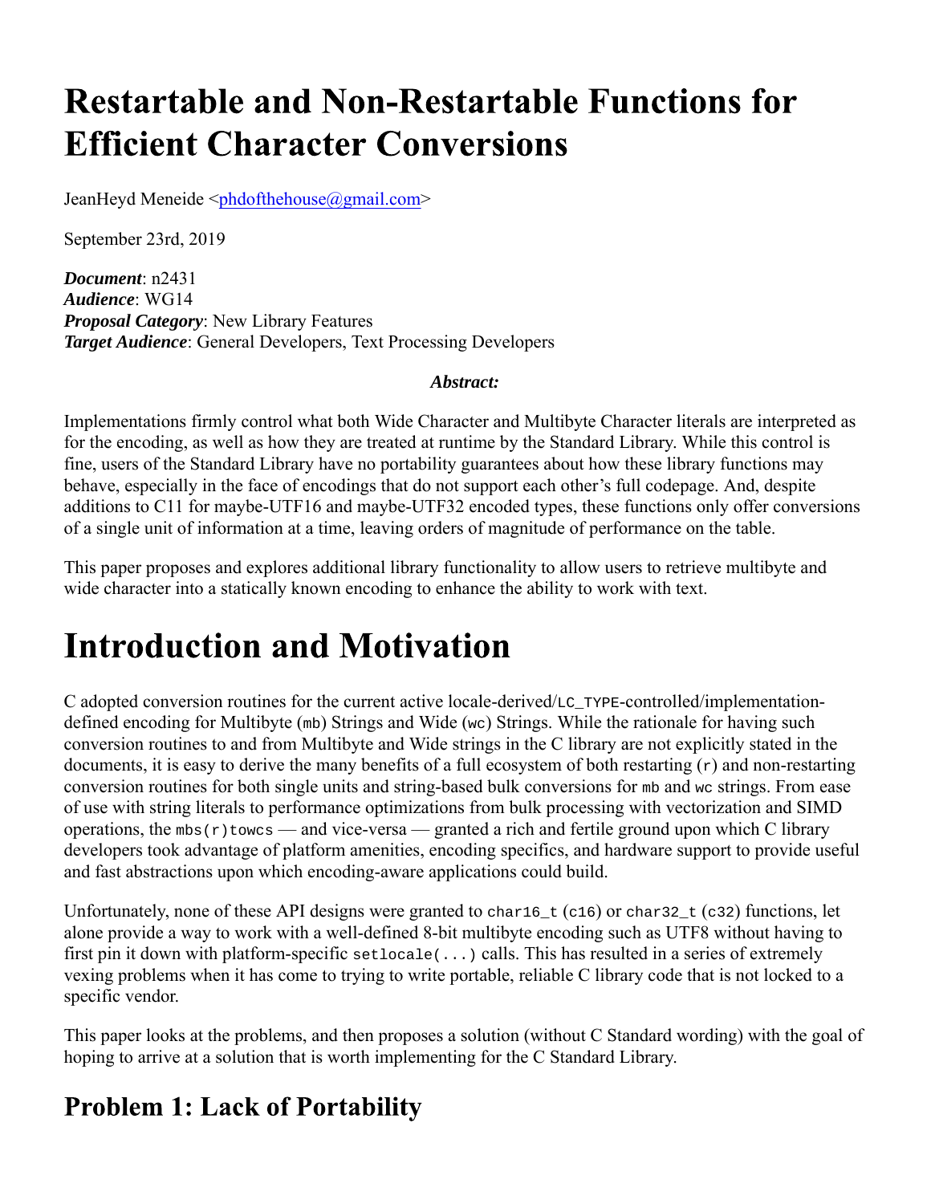# Restartable and Non-Restartable Functions for Efficient Character Conversions

JeanHeyd Meneide <phdofthehouse@gmail.com>

September 23rd, 2019

***Document***: n2431
***Audience***: WG14
***Proposal Category***: New Library Features
***Target Audience***: General Developers, Text Processing Developers

***Abstract:***

Implementations firmly control what both Wide Character and Multibyte Character literals are interpreted as for the encoding, as well as how they are treated at runtime by the Standard Library. While this control is fine, users of the Standard Library have no portability guarantees about how these library functions may behave, especially in the face of encodings that do not support each other's full codepage. And, despite additions to C11 for maybe-UTF16 and maybe-UTF32 encoded types, these functions only offer conversions of a single unit of information at a time, leaving orders of magnitude of performance on the table.

This paper proposes and explores additional library functionality to allow users to retrieve multibyte and wide character into a statically known encoding to enhance the ability to work with text.

# Introduction and Motivation

C adopted conversion routines for the current active locale-derived/`LC_TYPE`-controlled/implementation-defined encoding for Multibyte (`mb`) Strings and Wide (`wc`) Strings. While the rationale for having such conversion routines to and from Multibyte and Wide strings in the C library are not explicitly stated in the documents, it is easy to derive the many benefits of a full ecosystem of both restarting (`r`) and non-restarting conversion routines for both single units and string-based bulk conversions for `mb` and `wc` strings. From ease of use with string literals to performance optimizations from bulk processing with vectorization and SIMD operations, the `mbs(r)towcs` — and vice-versa — granted a rich and fertile ground upon which C library developers took advantage of platform amenities, encoding specifics, and hardware support to provide useful and fast abstractions upon which encoding-aware applications could build.

Unfortunately, none of these API designs were granted to `char16_t` (`c16`) or `char32_t` (`c32`) functions, let alone provide a way to work with a well-defined 8-bit multibyte encoding such as UTF8 without having to first pin it down with platform-specific `setlocale(...)` calls. This has resulted in a series of extremely vexing problems when it has come to trying to write portable, reliable C library code that is not locked to a specific vendor.

This paper looks at the problems, and then proposes a solution (without C Standard wording) with the goal of hoping to arrive at a solution that is worth implementing for the C Standard Library.

## Problem 1: Lack of Portability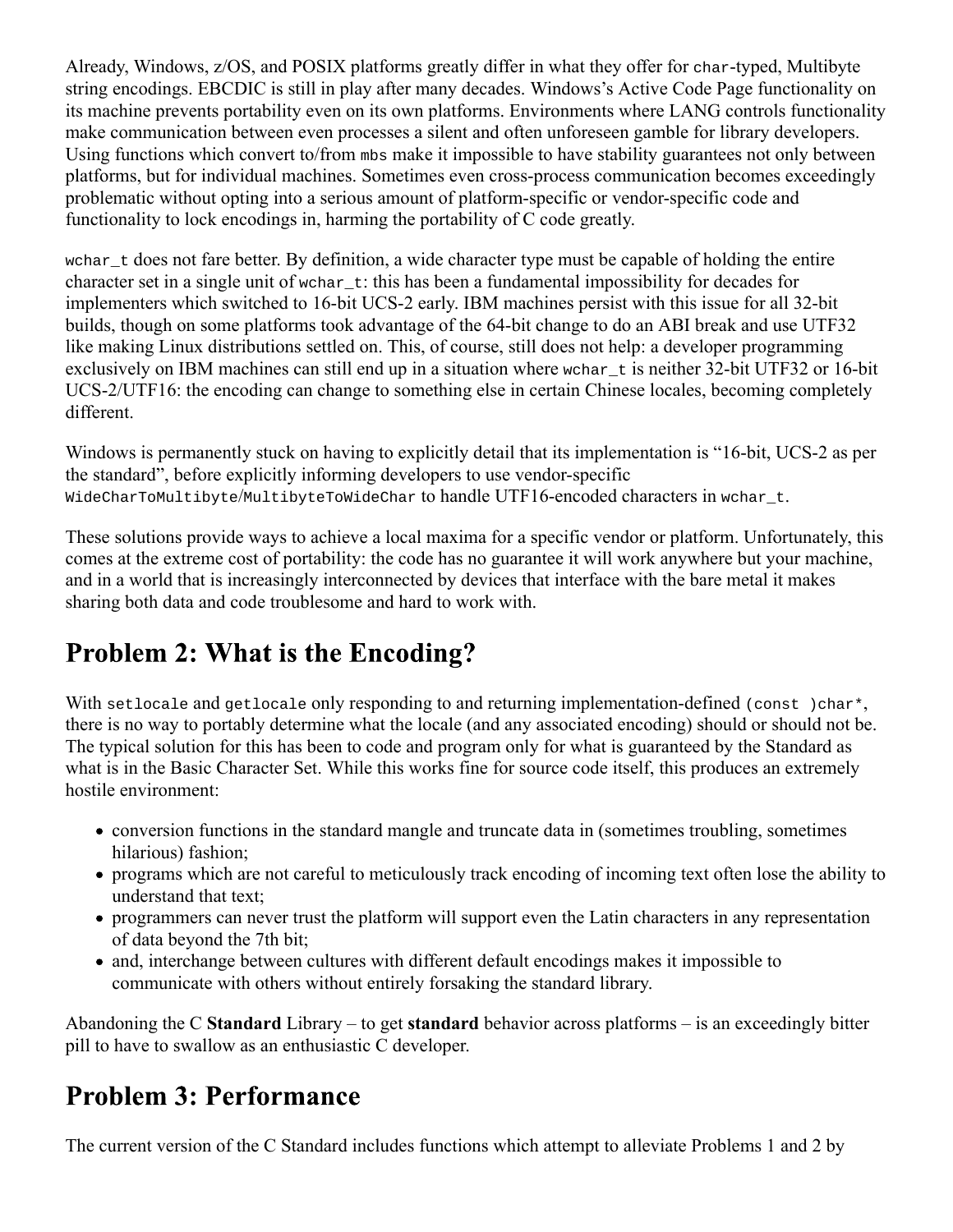Already, Windows, z/OS, and POSIX platforms greatly differ in what they offer for `char`-typed, Multibyte string encodings. EBCDIC is still in play after many decades. Windows's Active Code Page functionality on its machine prevents portability even on its own platforms. Environments where LANG controls functionality make communication between even processes a silent and often unforeseen gamble for library developers. Using functions which convert to/from `mbs` make it impossible to have stability guarantees not only between platforms, but for individual machines. Sometimes even cross-process communication becomes exceedingly problematic without opting into a serious amount of platform-specific or vendor-specific code and functionality to lock encodings in, harming the portability of C code greatly.

`wchar_t` does not fare better. By definition, a wide character type must be capable of holding the entire character set in a single unit of `wchar_t`: this has been a fundamental impossibility for decades for implementers which switched to 16-bit UCS-2 early. IBM machines persist with this issue for all 32-bit builds, though on some platforms took advantage of the 64-bit change to do an ABI break and use UTF32 like making Linux distributions settled on. This, of course, still does not help: a developer programming exclusively on IBM machines can still end up in a situation where `wchar_t` is neither 32-bit UTF32 or 16-bit UCS-2/UTF16: the encoding can change to something else in certain Chinese locales, becoming completely different.

Windows is permanently stuck on having to explicitly detail that its implementation is "16-bit, UCS-2 as per the standard", before explicitly informing developers to use vendor-specific `WideCharToMultibyte`/`MultibyteToWideChar` to handle UTF16-encoded characters in `wchar_t`.

These solutions provide ways to achieve a local maxima for a specific vendor or platform. Unfortunately, this comes at the extreme cost of portability: the code has no guarantee it will work anywhere but your machine, and in a world that is increasingly interconnected by devices that interface with the bare metal it makes sharing both data and code troublesome and hard to work with.

## Problem 2: What is the Encoding?

With `setlocale` and `getlocale` only responding to and returning implementation-defined `(const )char*`, there is no way to portably determine what the locale (and any associated encoding) should or should not be. The typical solution for this has been to code and program only for what is guaranteed by the Standard as what is in the Basic Character Set. While this works fine for source code itself, this produces an extremely hostile environment:

- conversion functions in the standard mangle and truncate data in (sometimes troubling, sometimes hilarious) fashion;
- programs which are not careful to meticulously track encoding of incoming text often lose the ability to understand that text;
- programmers can never trust the platform will support even the Latin characters in any representation of data beyond the 7th bit;
- and, interchange between cultures with different default encodings makes it impossible to communicate with others without entirely forsaking the standard library.

Abandoning the C **Standard** Library – to get **standard** behavior across platforms – is an exceedingly bitter pill to have to swallow as an enthusiastic C developer.

## Problem 3: Performance

The current version of the C Standard includes functions which attempt to alleviate Problems 1 and 2 by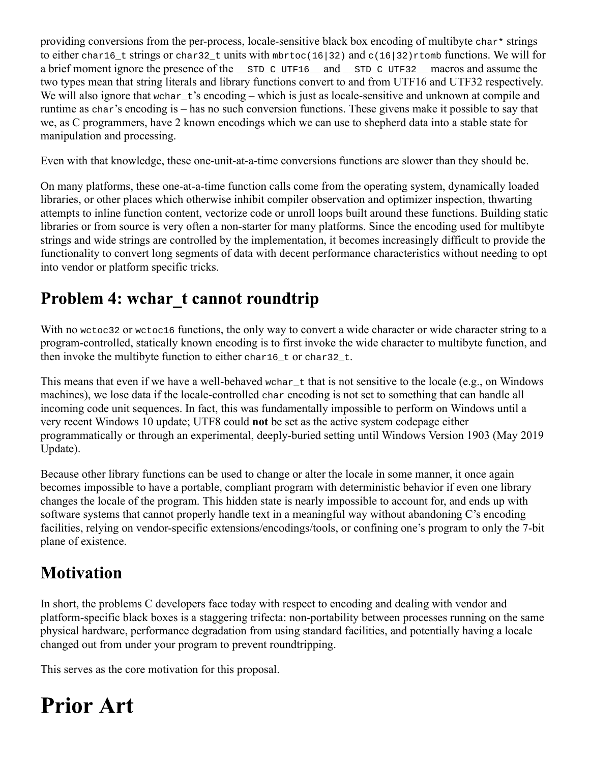providing conversions from the per-process, locale-sensitive black box encoding of multibyte `char*` strings to either `char16_t` strings or `char32_t` units with `mbrtoc(16|32)` and `c(16|32)rtomb` functions. We will for a brief moment ignore the presence of the `__STD_C_UTF16__` and `__STD_C_UTF32__` macros and assume the two types mean that string literals and library functions convert to and from UTF16 and UTF32 respectively. We will also ignore that `wchar_t`'s encoding – which is just as locale-sensitive and unknown at compile and runtime as `char`'s encoding is – has no such conversion functions. These givens make it possible to say that we, as C programmers, have 2 known encodings which we can use to shepherd data into a stable state for manipulation and processing.

Even with that knowledge, these one-unit-at-a-time conversions functions are slower than they should be.

On many platforms, these one-at-a-time function calls come from the operating system, dynamically loaded libraries, or other places which otherwise inhibit compiler observation and optimizer inspection, thwarting attempts to inline function content, vectorize code or unroll loops built around these functions. Building static libraries or from source is very often a non-starter for many platforms. Since the encoding used for multibyte strings and wide strings are controlled by the implementation, it becomes increasingly difficult to provide the functionality to convert long segments of data with decent performance characteristics without needing to opt into vendor or platform specific tricks.

## Problem 4: wchar_t cannot roundtrip

With no `wctoc32` or `wctoc16` functions, the only way to convert a wide character or wide character string to a program-controlled, statically known encoding is to first invoke the wide character to multibyte function, and then invoke the multibyte function to either `char16_t` or `char32_t`.

This means that even if we have a well-behaved `wchar_t` that is not sensitive to the locale (e.g., on Windows machines), we lose data if the locale-controlled `char` encoding is not set to something that can handle all incoming code unit sequences. In fact, this was fundamentally impossible to perform on Windows until a very recent Windows 10 update; UTF8 could **not** be set as the active system codepage either programmatically or through an experimental, deeply-buried setting until Windows Version 1903 (May 2019 Update).

Because other library functions can be used to change or alter the locale in some manner, it once again becomes impossible to have a portable, compliant program with deterministic behavior if even one library changes the locale of the program. This hidden state is nearly impossible to account for, and ends up with software systems that cannot properly handle text in a meaningful way without abandoning C's encoding facilities, relying on vendor-specific extensions/encodings/tools, or confining one's program to only the 7-bit plane of existence.

## Motivation

In short, the problems C developers face today with respect to encoding and dealing with vendor and platform-specific black boxes is a staggering trifecta: non-portability between processes running on the same physical hardware, performance degradation from using standard facilities, and potentially having a locale changed out from under your program to prevent roundtripping.

This serves as the core motivation for this proposal.

# Prior Art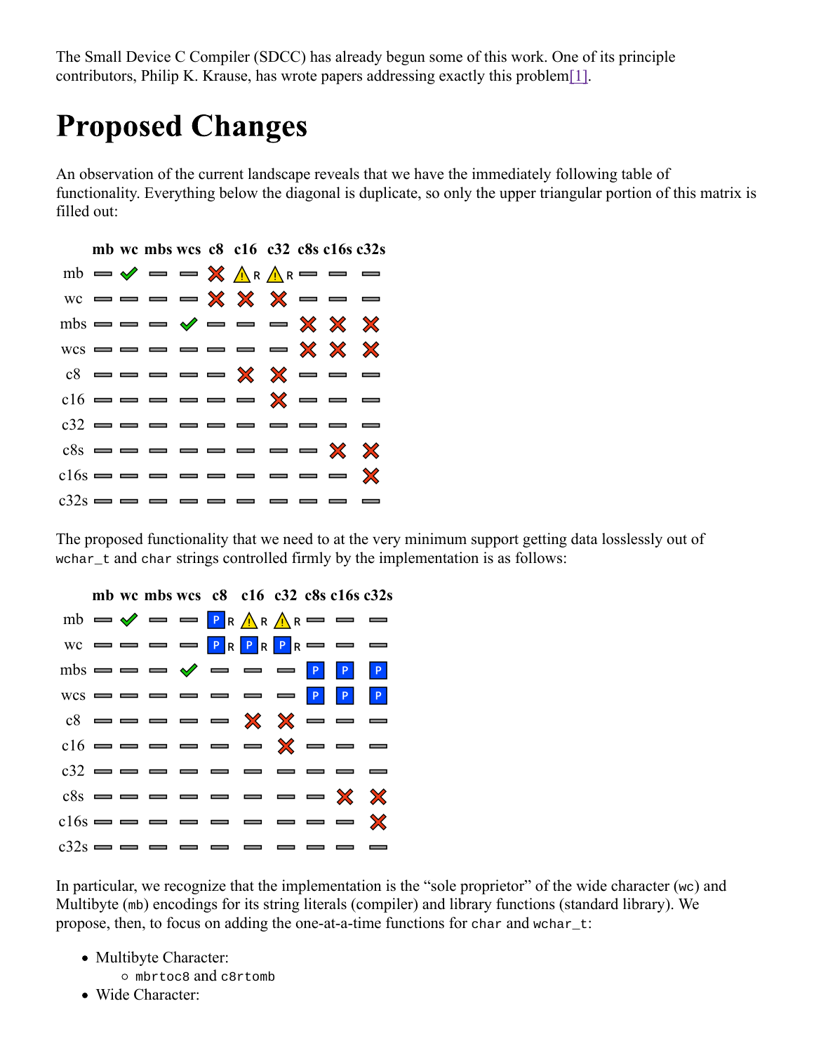The Small Device C Compiler (SDCC) has already begun some of this work. One of its principle contributors, Philip K. Krause, has wrote papers addressing exactly this problem[1].

# Proposed Changes

An observation of the current landscape reveals that we have the immediately following table of functionality. Everything below the diagonal is duplicate, so only the upper triangular portion of this matrix is filled out:

| | mb | wc | mbs | wcs | c8 | c16 | c32 | c8s | c16s | c32s |
|---|---|---|---|---|---|---|---|---|---|---|
| mb | — | ✔ | — | — | ✘ | ⚠ R | ⚠ R | — | — | — |
| wc | — | — | — | — | ✘ | ✘ | ✘ | — | — | — |
| mbs | — | — | — | ✔ | — | — | — | ✘ | ✘ | ✘ |
| wcs | — | — | — | — | — | — | — | ✘ | ✘ | ✘ |
| c8 | — | — | — | — | — | ✘ | ✘ | — | — | — |
| c16 | — | — | — | — | — | — | ✘ | — | — | — |
| c32 | — | — | — | — | — | — | — | — | — | — |
| c8s | — | — | — | — | — | — | — | — | ✘ | ✘ |
| c16s | — | — | — | — | — | — | — | — | — | ✘ |
| c32s | — | — | — | — | — | — | — | — | — | — |

The proposed functionality that we need to at the very minimum support getting data losslessly out of `wchar_t` and `char` strings controlled firmly by the implementation is as follows:

| | mb | wc | mbs | wcs | c8 | c16 | c32 | c8s | c16s | c32s |
|---|---|---|---|---|---|---|---|---|---|---|
| mb | — | ✔ | — | — | P R | ⚠ R | ⚠ R | — | — | — |
| wc | — | — | — | — | P R | P R | P R | — | — | — |
| mbs | — | — | — | ✔ | — | — | — | P | P | P |
| wcs | — | — | — | — | — | — | — | P | P | P |
| c8 | — | — | — | — | — | ✘ | ✘ | — | — | — |
| c16 | — | — | — | — | — | — | ✘ | — | — | — |
| c32 | — | — | — | — | — | — | — | — | — | — |
| c8s | — | — | — | — | — | — | — | — | ✘ | ✘ |
| c16s | — | — | — | — | — | — | — | — | — | ✘ |
| c32s | — | — | — | — | — | — | — | — | — | — |

In particular, we recognize that the implementation is the "sole proprietor" of the wide character (`wc`) and Multibyte (`mb`) encodings for its string literals (compiler) and library functions (standard library). We propose, then, to focus on adding the one-at-a-time functions for `char` and `wchar_t`:

- Multibyte Character:
  - `mbrtoc8` and `c8rtomb`
- Wide Character: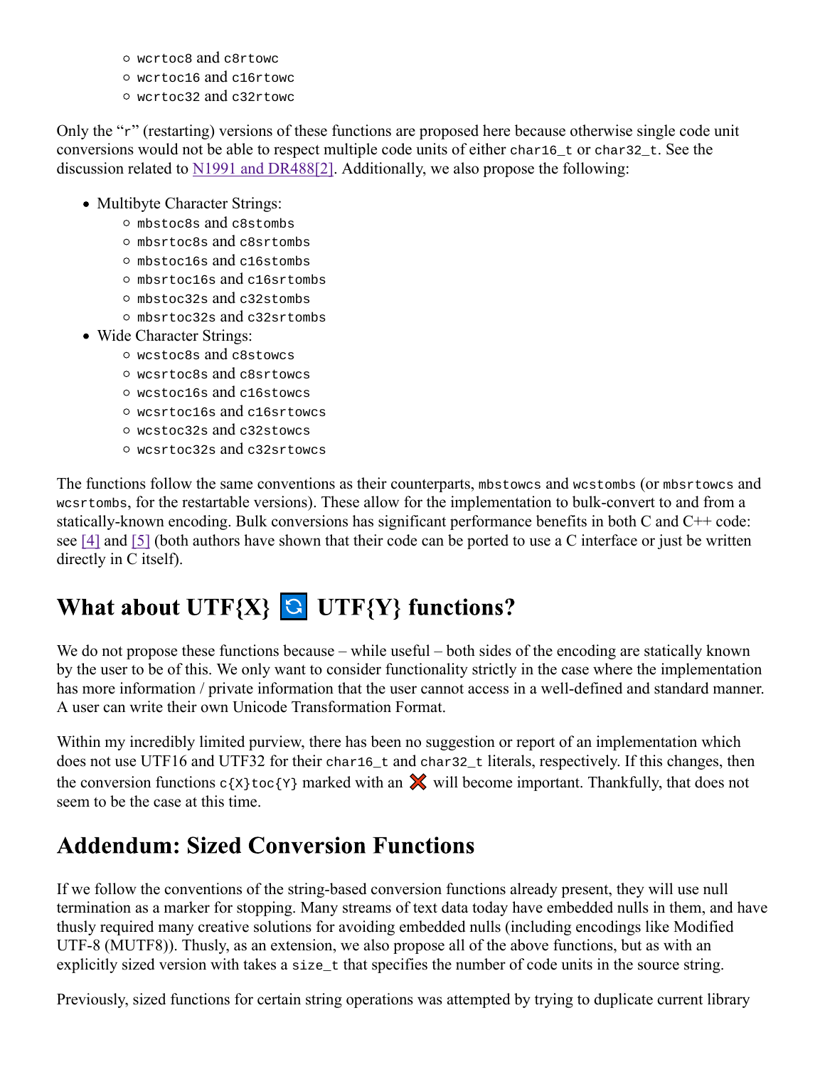- `wcrtoc8` and `c8rtowc`
- `wcrtoc16` and `c16rtowc`
- `wcrtoc32` and `c32rtowc`

Only the "`r`" (restarting) versions of these functions are proposed here because otherwise single code unit conversions would not be able to respect multiple code units of either `char16_t` or `char32_t`. See the discussion related to [N1991 and DR488[2]](). Additionally, we also propose the following:

- Multibyte Character Strings:
  - `mbstoc8s` and `c8stombs`
  - `mbsrtoc8s` and `c8srtombs`
  - `mbstoc16s` and `c16stombs`
  - `mbsrtoc16s` and `c16srtombs`
  - `mbstoc32s` and `c32stombs`
  - `mbsrtoc32s` and `c32srtombs`
- Wide Character Strings:
  - `wcstoc8s` and `c8stowcs`
  - `wcsrtoc8s` and `c8srtowcs`
  - `wcstoc16s` and `c16stowcs`
  - `wcsrtoc16s` and `c16srtowcs`
  - `wcstoc32s` and `c32stowcs`
  - `wcsrtoc32s` and `c32srtowcs`

The functions follow the same conventions as their counterparts, `mbstowcs` and `wcstombs` (or `mbsrtowcs` and `wcsrtombs`, for the restartable versions). These allow for the implementation to bulk-convert to and from a statically-known encoding. Bulk conversions has significant performance benefits in both C and C++ code: see [4] and [5] (both authors have shown that their code can be ported to use a C interface or just be written directly in C itself).

# What about UTF{X} 🔄 UTF{Y} functions?

We do not propose these functions because – while useful – both sides of the encoding are statically known by the user to be of this. We only want to consider functionality strictly in the case where the implementation has more information / private information that the user cannot access in a well-defined and standard manner. A user can write their own Unicode Transformation Format.

Within my incredibly limited purview, there has been no suggestion or report of an implementation which does not use UTF16 and UTF32 for their `char16_t` and `char32_t` literals, respectively. If this changes, then the conversion functions `c{X}toc{Y}` marked with an ❌ will become important. Thankfully, that does not seem to be the case at this time.

## Addendum: Sized Conversion Functions

If we follow the conventions of the string-based conversion functions already present, they will use null termination as a marker for stopping. Many streams of text data today have embedded nulls in them, and have thusly required many creative solutions for avoiding embedded nulls (including encodings like Modified UTF-8 (MUTF8)). Thusly, as an extension, we also propose all of the above functions, but as with an explicitly sized version with takes a `size_t` that specifies the number of code units in the source string.

Previously, sized functions for certain string operations was attempted by trying to duplicate current library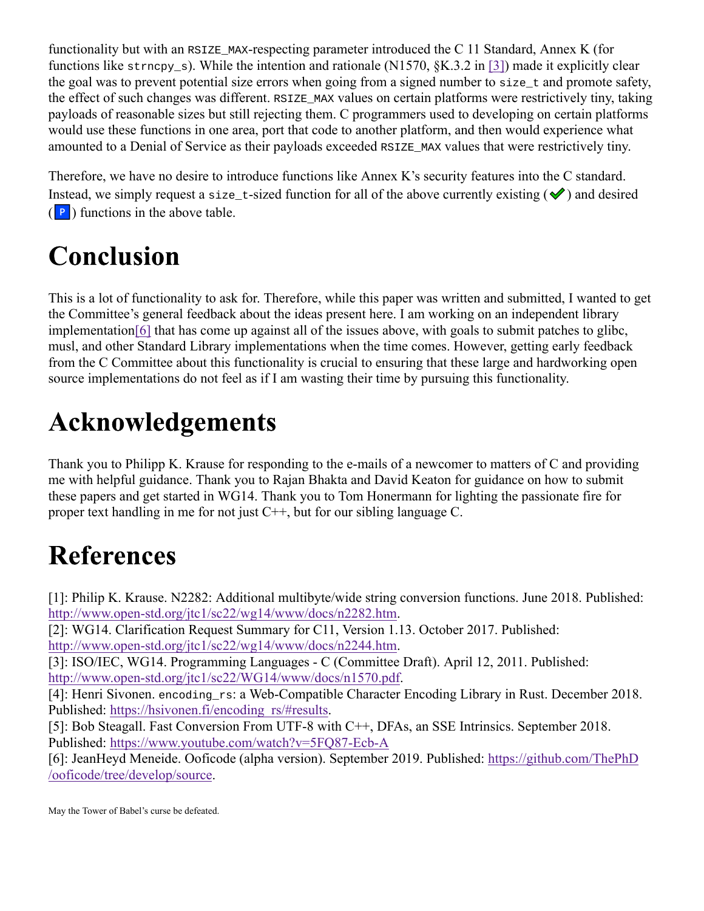functionality but with an `RSIZE_MAX`-respecting parameter introduced the C 11 Standard, Annex K (for functions like `strncpy_s`). While the intention and rationale (N1570, §K.3.2 in [3]) made it explicitly clear the goal was to prevent potential size errors when going from a signed number to `size_t` and promote safety, the effect of such changes was different. `RSIZE_MAX` values on certain platforms were restrictively tiny, taking payloads of reasonable sizes but still rejecting them. C programmers used to developing on certain platforms would use these functions in one area, port that code to another platform, and then would experience what amounted to a Denial of Service as their payloads exceeded `RSIZE_MAX` values that were restrictively tiny.

Therefore, we have no desire to introduce functions like Annex K's security features into the C standard. Instead, we simply request a `size_t`-sized function for all of the above currently existing (✔) and desired (P) functions in the above table.

# Conclusion

This is a lot of functionality to ask for. Therefore, while this paper was written and submitted, I wanted to get the Committee's general feedback about the ideas present here. I am working on an independent library implementation[6] that has come up against all of the issues above, with goals to submit patches to glibc, musl, and other Standard Library implementations when the time comes. However, getting early feedback from the C Committee about this functionality is crucial to ensuring that these large and hardworking open source implementations do not feel as if I am wasting their time by pursuing this functionality.

# Acknowledgements

Thank you to Philipp K. Krause for responding to the e-mails of a newcomer to matters of C and providing me with helpful guidance. Thank you to Rajan Bhakta and David Keaton for guidance on how to submit these papers and get started in WG14. Thank you to Tom Honermann for lighting the passionate fire for proper text handling in me for not just C++, but for our sibling language C.

# References

[1]: Philip K. Krause. N2282: Additional multibyte/wide string conversion functions. June 2018. Published: http://www.open-std.org/jtc1/sc22/wg14/www/docs/n2282.htm.
[2]: WG14. Clarification Request Summary for C11, Version 1.13. October 2017. Published: http://www.open-std.org/jtc1/sc22/wg14/www/docs/n2244.htm.
[3]: ISO/IEC, WG14. Programming Languages - C (Committee Draft). April 12, 2011. Published: http://www.open-std.org/jtc1/sc22/WG14/www/docs/n1570.pdf.
[4]: Henri Sivonen. `encoding_rs`: a Web-Compatible Character Encoding Library in Rust. December 2018. Published: https://hsivonen.fi/encoding_rs/#results.
[5]: Bob Steagall. Fast Conversion From UTF-8 with C++, DFAs, an SSE Intrinsics. September 2018. Published: https://www.youtube.com/watch?v=5FQ87-Ecb-A
[6]: JeanHeyd Meneide. Ooficode (alpha version). September 2019. Published: https://github.com/ThePhD/ooficode/tree/develop/source.

May the Tower of Babel's curse be defeated.